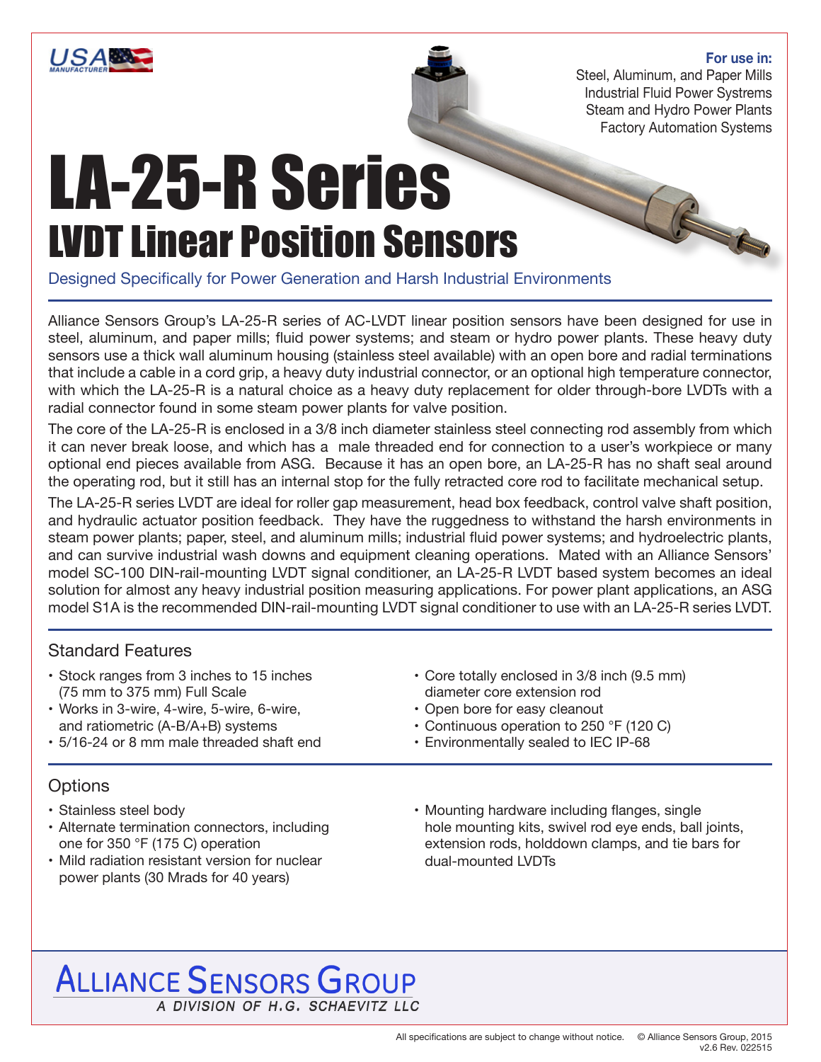**For use in:**
Steel, Aluminum, and Paper Mills
Industrial Fluid Power Systrems
Steam and Hydro Power Plants
Factory Automation Systems

# LA-25-R Series

## LVDT Linear Position Sensors

Designed Specifically for Power Generation and Harsh Industrial Environments

Alliance Sensors Group's LA-25-R series of AC-LVDT linear position sensors have been designed for use in steel, aluminum, and paper mills; fluid power systems; and steam or hydro power plants. These heavy duty sensors use a thick wall aluminum housing (stainless steel available) with an open bore and radial terminations that include a cable in a cord grip, a heavy duty industrial connector, or an optional high temperature connector, with which the LA-25-R is a natural choice as a heavy duty replacement for older through-bore LVDTs with a radial connector found in some steam power plants for valve position.

The core of the LA-25-R is enclosed in a 3/8 inch diameter stainless steel connecting rod assembly from which it can never break loose, and which has a male threaded end for connection to a user's workpiece or many optional end pieces available from ASG. Because it has an open bore, an LA-25-R has no shaft seal around the operating rod, but it still has an internal stop for the fully retracted core rod to facilitate mechanical setup.

The LA-25-R series LVDT are ideal for roller gap measurement, head box feedback, control valve shaft position, and hydraulic actuator position feedback. They have the ruggedness to withstand the harsh environments in steam power plants; paper, steel, and aluminum mills; industrial fluid power systems; and hydroelectric plants, and can survive industrial wash downs and equipment cleaning operations. Mated with an Alliance Sensors' model SC-100 DIN-rail-mounting LVDT signal conditioner, an LA-25-R LVDT based system becomes an ideal solution for almost any heavy industrial position measuring applications. For power plant applications, an ASG model S1A is the recommended DIN-rail-mounting LVDT signal conditioner to use with an LA-25-R series LVDT.

### Standard Features

- Stock ranges from 3 inches to 15 inches (75 mm to 375 mm) Full Scale
- Works in 3-wire, 4-wire, 5-wire, 6-wire, and ratiometric (A-B/A+B) systems
- 5/16-24 or 8 mm male threaded shaft end
- Core totally enclosed in 3/8 inch (9.5 mm) diameter core extension rod
- Open bore for easy cleanout
- Continuous operation to 250 °F (120 C)
- Environmentally sealed to IEC IP-68

### Options

- Stainless steel body
- Alternate termination connectors, including one for 350 °F (175 C) operation
- Mild radiation resistant version for nuclear power plants (30 Mrads for 40 years)
- Mounting hardware including flanges, single hole mounting kits, swivel rod eye ends, ball joints, extension rods, holddown clamps, and tie bars for dual-mounted LVDTs

**Alliance Sensors Group**
*A Division of H.G. Schaevitz LLC*

All specifications are subject to change without notice. © Alliance Sensors Group, 2015
v2.6 Rev. 022515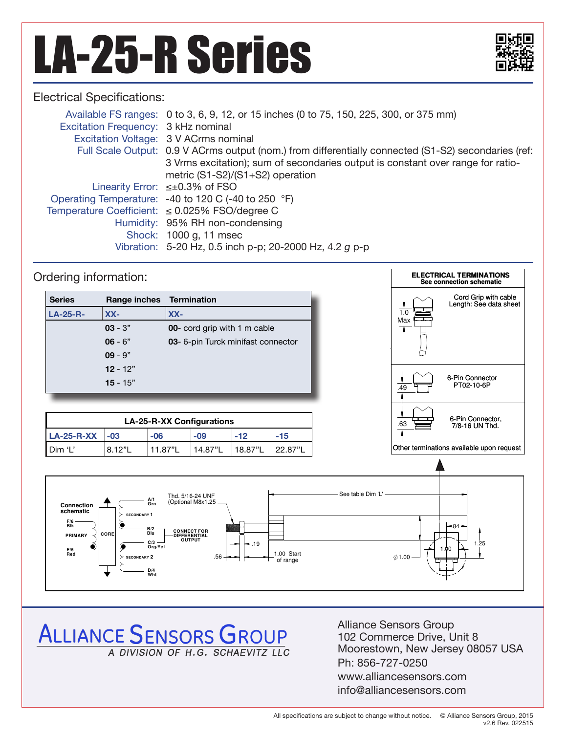# LA-25-R Series

## Electrical Specifications:

- **Available FS ranges:** 0 to 3, 6, 9, 12, or 15 inches (0 to 75, 150, 225, 300, or 375 mm)
- **Excitation Frequency:** 3 kHz nominal
- **Excitation Voltage:** 3 V ACrms nominal
- **Full Scale Output:** 0.9 V ACrms output (nom.) from differentially connected (S1-S2) secondaries (ref: 3 Vrms excitation); sum of secondaries output is constant over range for ratio-metric (S1-S2)/(S1+S2) operation
- **Linearity Error:** ≤±0.3% of FSO
- **Operating Temperature:** -40 to 120 C (-40 to 250 °F)
- **Temperature Coefficient:** ≤ 0.025% FSO/degree C
- **Humidity:** 95% RH non-condensing
- **Shock:** 1000 g, 11 msec
- **Vibration:** 5-20 Hz, 0.5 inch p-p; 20-2000 Hz, 4.2 *g* p-p

## Ordering information:

| Series | Range inches | Termination |
|---|---|---|
| LA-25-R- | XX- | XX- |
| | **03** - 3" | **00**- cord grip with 1 m cable |
| | **06** - 6" | **03**- 6-pin Turck minifast connector |
| | **09** - 9" | |
| | **12** - 12" | |
| | **15** - 15" | |

| LA-25-R-XX Configurations | | | | | |
|---|---|---|---|---|---|
| LA-25-R-XX | -03 | -06 | -09 | -12 | -15 |
| Dim 'L' | 8.12"L | 11.87"L | 14.87"L | 18.87"L | 22.87"L |

**ELECTRICAL TERMINATIONS**
See connection schematic

1.0 Max
Cord Grip with cable Length: See data sheet

.49
6-Pin Connector PT02-10-6P

.63
6-Pin Connector, 7/8-16 UN Thd.

Other terminations available upon request

Connection schematic
F/6 Blk
PRIMARY
E/5 Red
CORE
A/1 Grn
SECONDARY 1
B/2 Blu
C/3 Org/Yel
SECONDARY 2
D/4 Wht
CONNECT FOR DIFFERENTIAL OUTPUT

Thd. 5/16-24 UNF (Optional M8x1.25
See table Dim 'L'
.19
.56
1.00 Start of range
⌀1.00
.84
1.00
1.25

---

**ALLIANCE SENSORS GROUP**
A DIVISION OF H.G. SCHAEVITZ LLC

Alliance Sensors Group
102 Commerce Drive, Unit 8
Moorestown, New Jersey 08057 USA
Ph: 856-727-0250
www.alliancesensors.com
info@alliancesensors.com

All specifications are subject to change without notice. © Alliance Sensors Group, 2015
v2.6 Rev. 022515